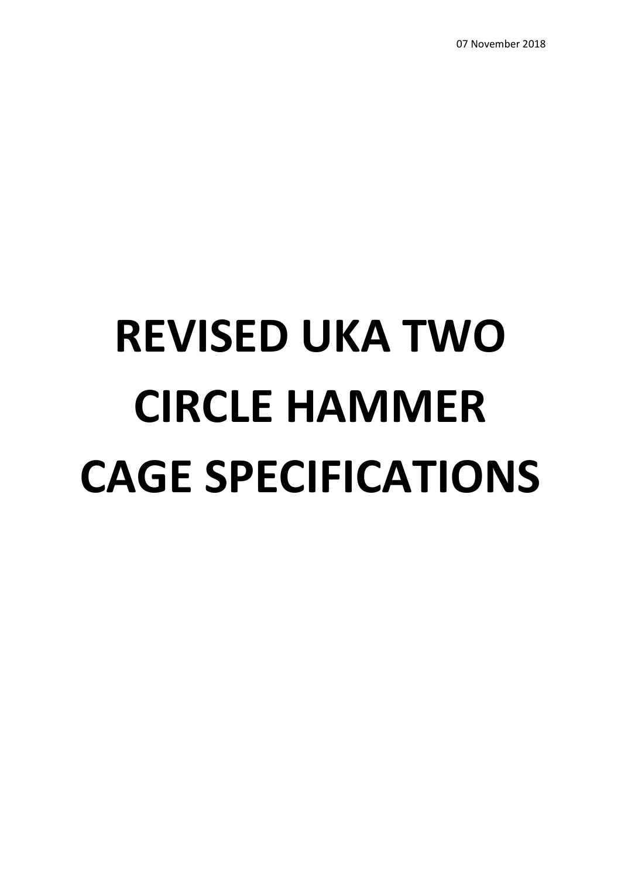07 November 2018

# REVISED UKA TWO CIRCLE HAMMER CAGE SPECIFICATIONS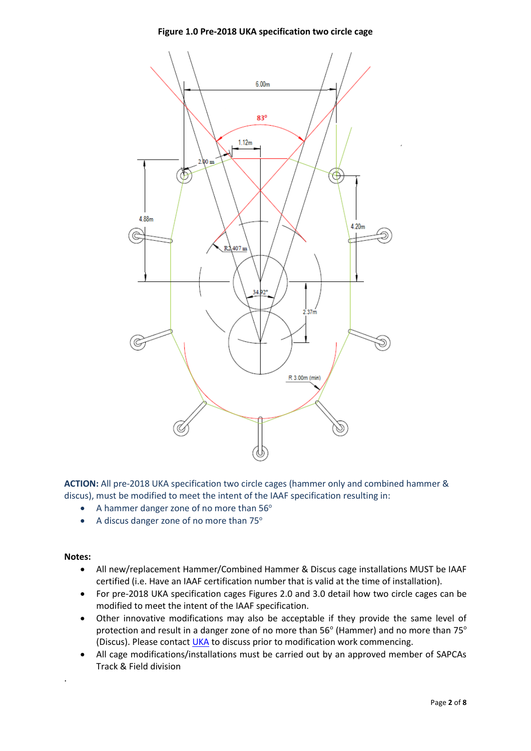**Figure 1.0 Pre-2018 UKA specification two circle cage**

**ACTION:** All pre-2018 UKA specification two circle cages (hammer only and combined hammer & discus), must be modified to meet the intent of the IAAF specification resulting in:

- A hammer danger zone of no more than 56°
- A discus danger zone of no more than 75°

**Notes:**

- All new/replacement Hammer/Combined Hammer & Discus cage installations MUST be IAAF certified (i.e. Have an IAAF certification number that is valid at the time of installation).
- For pre-2018 UKA specification cages Figures 2.0 and 3.0 detail how two circle cages can be modified to meet the intent of the IAAF specification.
- Other innovative modifications may also be acceptable if they provide the same level of protection and result in a danger zone of no more than 56° (Hammer) and no more than 75° (Discus). Please contact UKA to discuss prior to modification work commencing.
- All cage modifications/installations must be carried out by an approved member of SAPCAs Track & Field division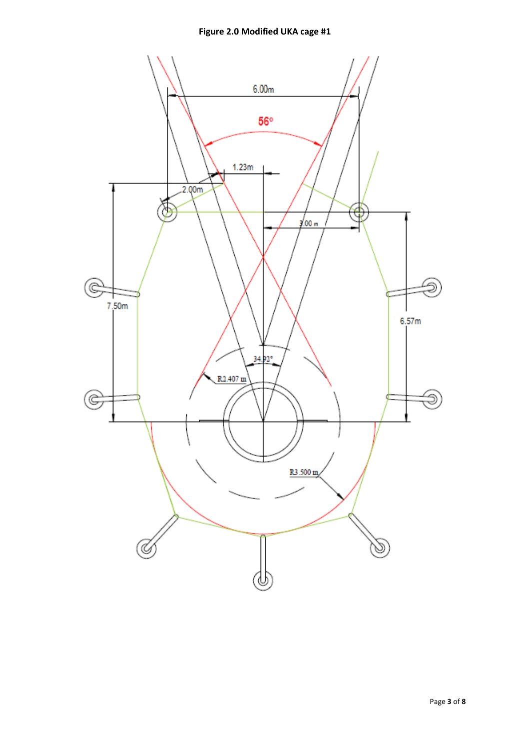**Figure 2.0 Modified UKA cage #1**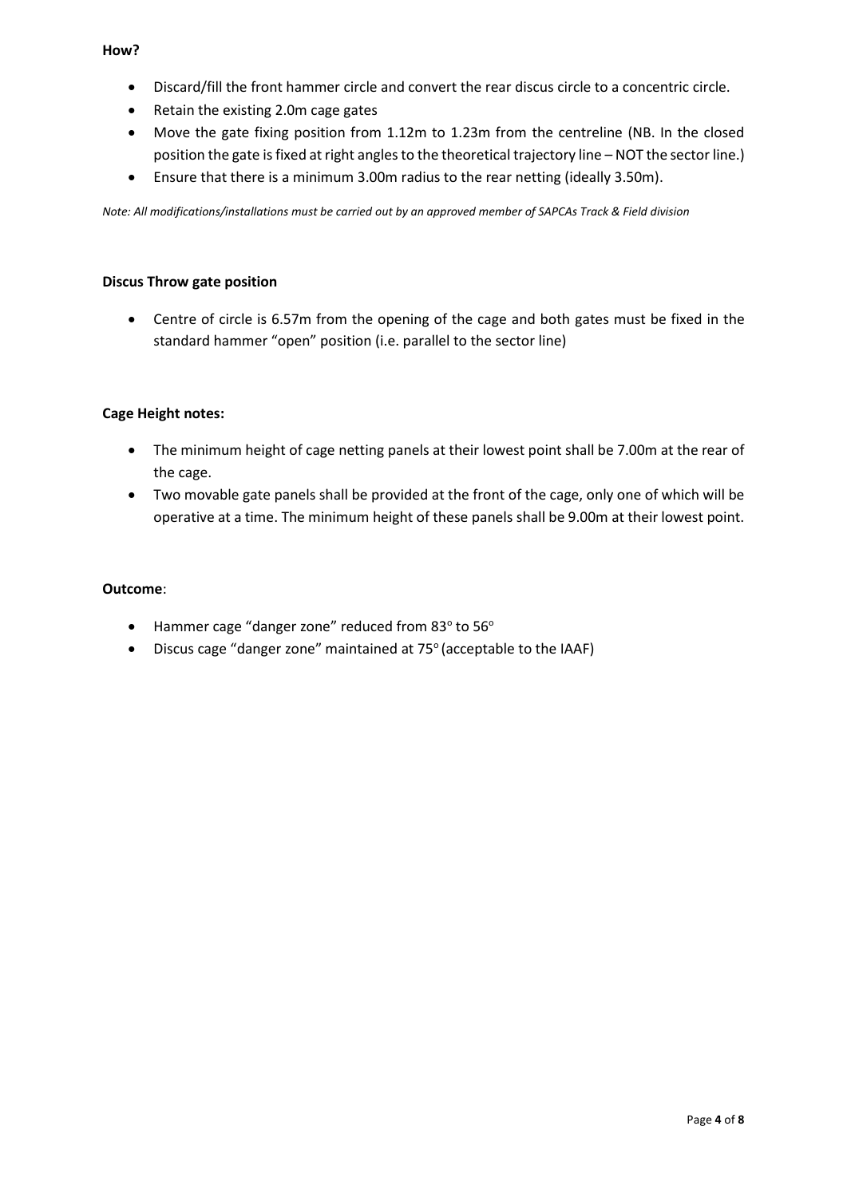**How?**

- Discard/fill the front hammer circle and convert the rear discus circle to a concentric circle.
- Retain the existing 2.0m cage gates
- Move the gate fixing position from 1.12m to 1.23m from the centreline (NB. In the closed position the gate is fixed at right angles to the theoretical trajectory line – NOT the sector line.)
- Ensure that there is a minimum 3.00m radius to the rear netting (ideally 3.50m).

*Note: All modifications/installations must be carried out by an approved member of SAPCAs Track & Field division*

**Discus Throw gate position**

- Centre of circle is 6.57m from the opening of the cage and both gates must be fixed in the standard hammer "open" position (i.e. parallel to the sector line)

**Cage Height notes:**

- The minimum height of cage netting panels at their lowest point shall be 7.00m at the rear of the cage.
- Two movable gate panels shall be provided at the front of the cage, only one of which will be operative at a time. The minimum height of these panels shall be 9.00m at their lowest point.

**Outcome**:

- Hammer cage "danger zone" reduced from 83° to 56°
- Discus cage "danger zone" maintained at 75° (acceptable to the IAAF)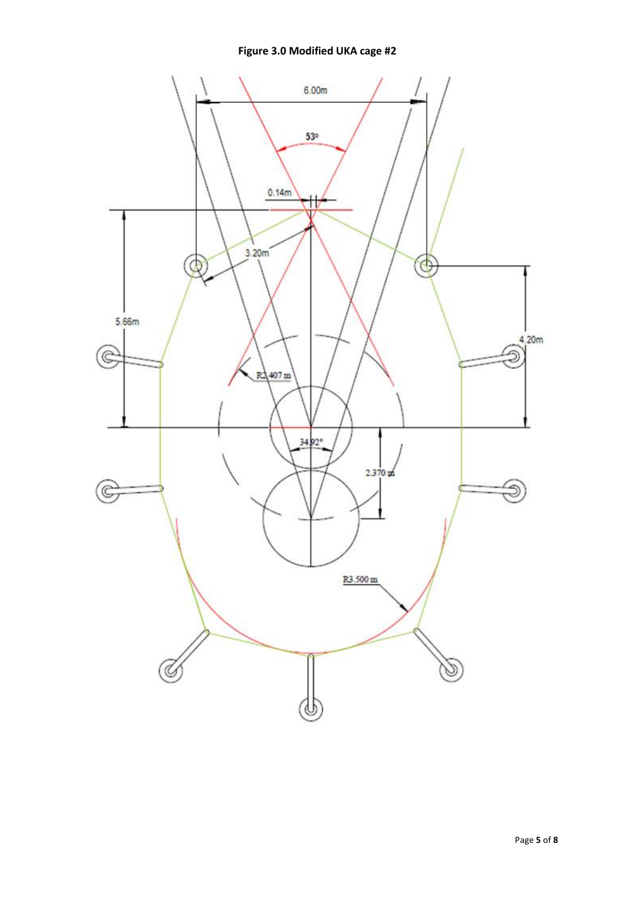**Figure 3.0 Modified UKA cage #2**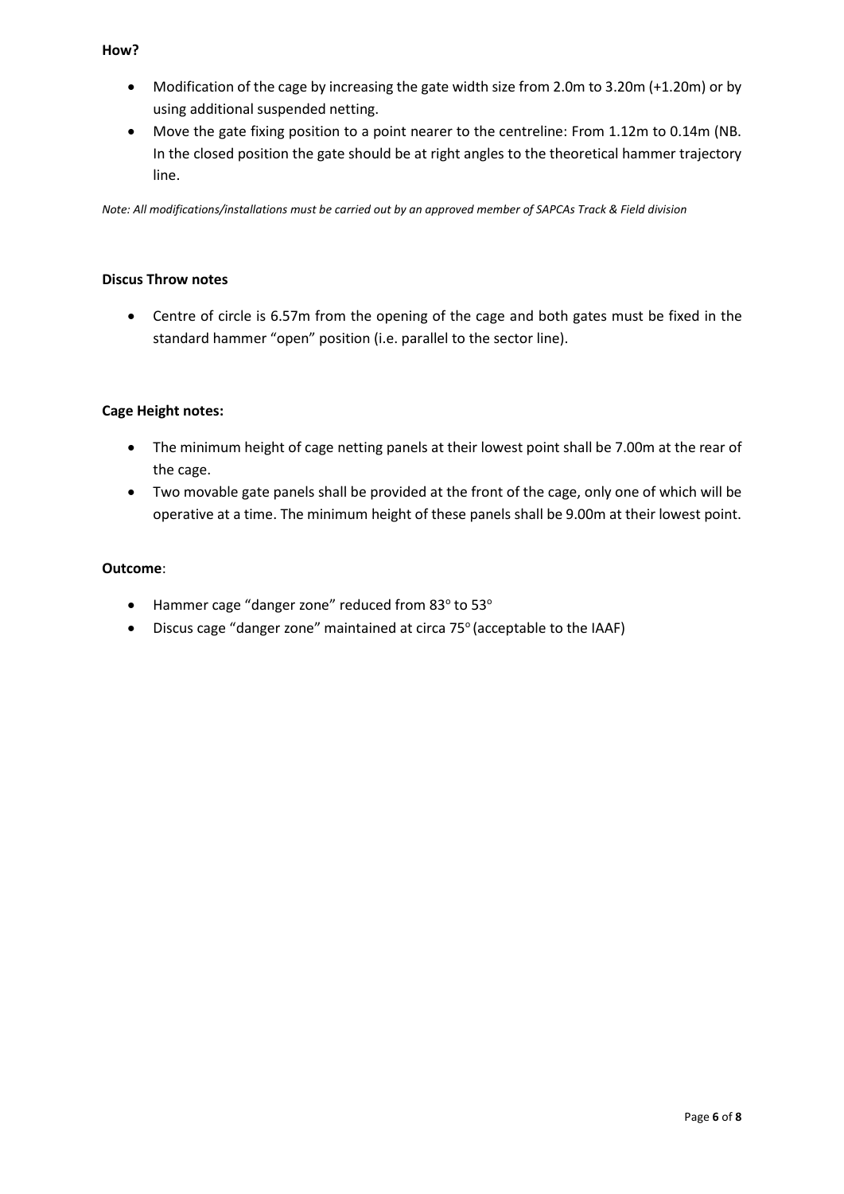**How?**

- Modification of the cage by increasing the gate width size from 2.0m to 3.20m (+1.20m) or by using additional suspended netting.
- Move the gate fixing position to a point nearer to the centreline: From 1.12m to 0.14m (NB. In the closed position the gate should be at right angles to the theoretical hammer trajectory line.

*Note: All modifications/installations must be carried out by an approved member of SAPCAs Track & Field division*

**Discus Throw notes**

- Centre of circle is 6.57m from the opening of the cage and both gates must be fixed in the standard hammer "open" position (i.e. parallel to the sector line).

**Cage Height notes:**

- The minimum height of cage netting panels at their lowest point shall be 7.00m at the rear of the cage.
- Two movable gate panels shall be provided at the front of the cage, only one of which will be operative at a time. The minimum height of these panels shall be 9.00m at their lowest point.

**Outcome**:

- Hammer cage "danger zone" reduced from 83° to 53°
- Discus cage "danger zone" maintained at circa 75° (acceptable to the IAAF)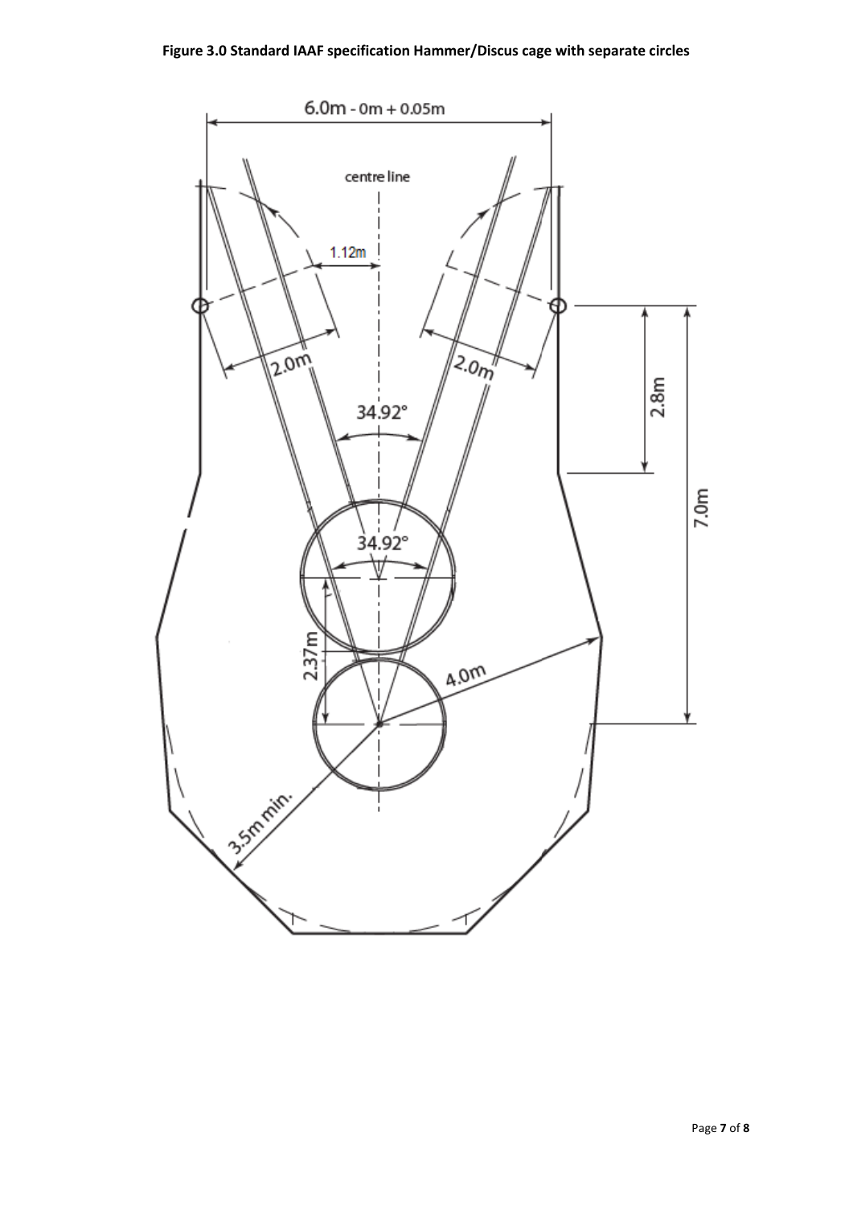**Figure 3.0 Standard IAAF specification Hammer/Discus cage with separate circles**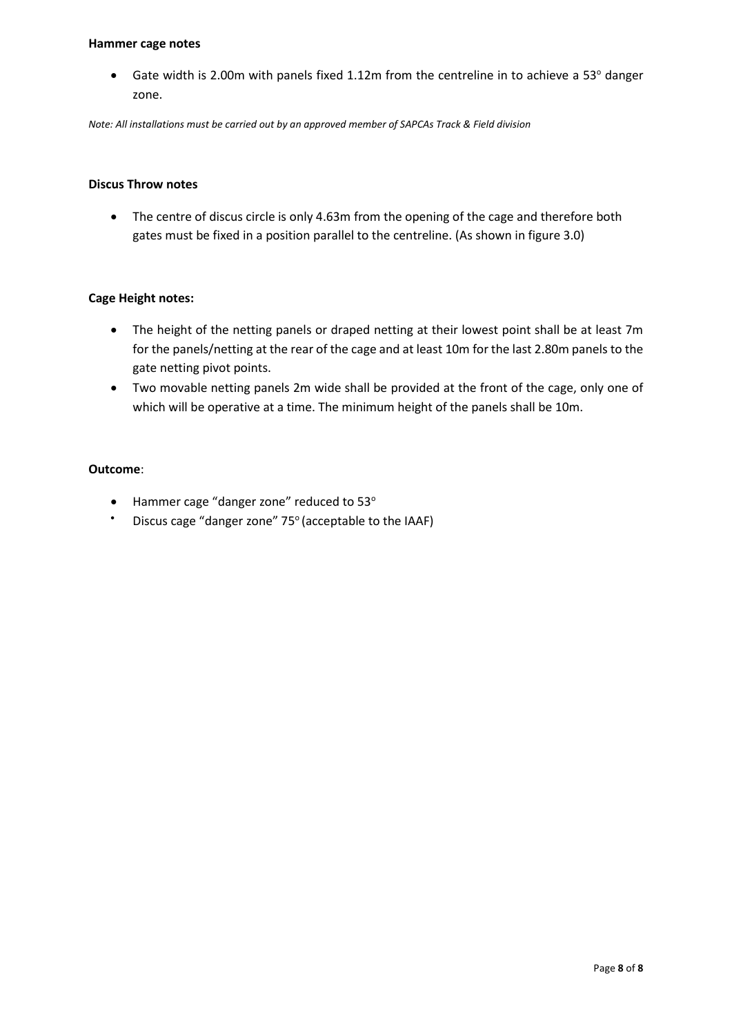**Hammer cage notes**

- Gate width is 2.00m with panels fixed 1.12m from the centreline in to achieve a 53° danger zone.

*Note: All installations must be carried out by an approved member of SAPCAs Track & Field division*

**Discus Throw notes**

- The centre of discus circle is only 4.63m from the opening of the cage and therefore both gates must be fixed in a position parallel to the centreline. (As shown in figure 3.0)

**Cage Height notes:**

- The height of the netting panels or draped netting at their lowest point shall be at least 7m for the panels/netting at the rear of the cage and at least 10m for the last 2.80m panels to the gate netting pivot points.
- Two movable netting panels 2m wide shall be provided at the front of the cage, only one of which will be operative at a time. The minimum height of the panels shall be 10m.

**Outcome**:

- Hammer cage "danger zone" reduced to 53°
- Discus cage "danger zone" 75° (acceptable to the IAAF)